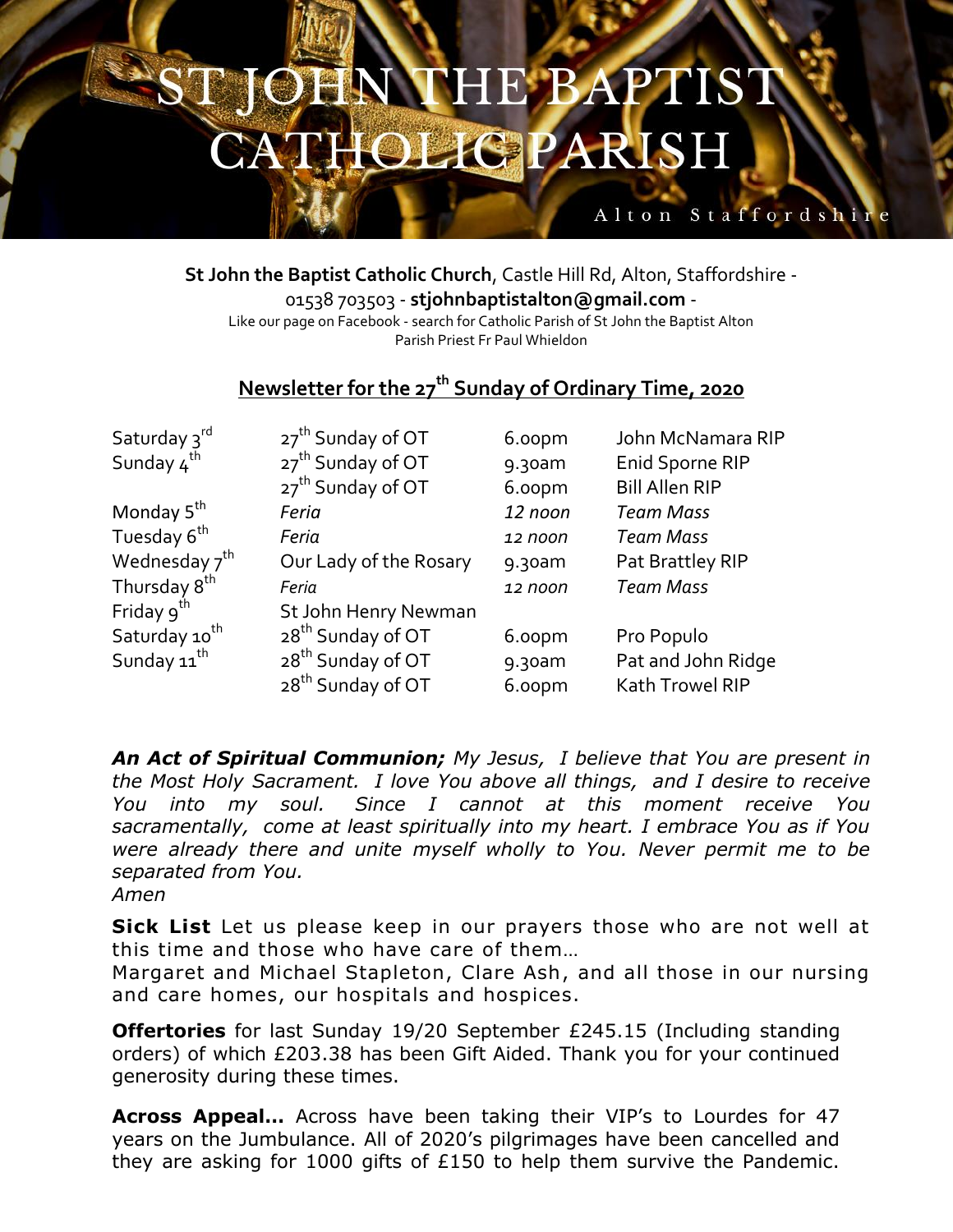# ST JOHN THE BAPTIST CATHOLIC PARISH

Alton Staffordshire

**St John the Baptist Catholic Church**, Castle Hill Rd, Alton, Staffordshire - 01538 703503 - **stjohnbaptistalton@gmail.com** -
Like our page on Facebook - search for Catholic Parish of St John the Baptist Alton
Parish Priest Fr Paul Whieldon

## Newsletter for the 27th Sunday of Ordinary Time, 2020

| | | | |
|---|---|---|---|
| Saturday 3rd | 27th Sunday of OT | 6.00pm | John McNamara RIP |
| Sunday 4th | 27th Sunday of OT | 9.30am | Enid Sporne RIP |
| | 27th Sunday of OT | 6.00pm | Bill Allen RIP |
| Monday 5th | *Feria* | *12 noon* | *Team Mass* |
| Tuesday 6th | *Feria* | *12 noon* | *Team Mass* |
| Wednesday 7th | Our Lady of the Rosary | 9.30am | Pat Brattley RIP |
| Thursday 8th | *Feria* | *12 noon* | *Team Mass* |
| Friday 9th | St John Henry Newman | | |
| Saturday 10th | 28th Sunday of OT | 6.00pm | Pro Populo |
| Sunday 11th | 28th Sunday of OT | 9.30am | Pat and John Ridge |
| | 28th Sunday of OT | 6.00pm | Kath Trowel RIP |

***An Act of Spiritual Communion;*** *My Jesus, I believe that You are present in the Most Holy Sacrament. I love You above all things, and I desire to receive You into my soul. Since I cannot at this moment receive You sacramentally, come at least spiritually into my heart. I embrace You as if You were already there and unite myself wholly to You. Never permit me to be separated from You.*
*Amen*

**Sick List** Let us please keep in our prayers those who are not well at this time and those who have care of them…
Margaret and Michael Stapleton, Clare Ash, and all those in our nursing and care homes, our hospitals and hospices.

**Offertories** for last Sunday 19/20 September £245.15 (Including standing orders) of which £203.38 has been Gift Aided. Thank you for your continued generosity during these times.

**Across Appeal…** Across have been taking their VIP's to Lourdes for 47 years on the Jumbulance. All of 2020's pilgrimages have been cancelled and they are asking for 1000 gifts of £150 to help them survive the Pandemic.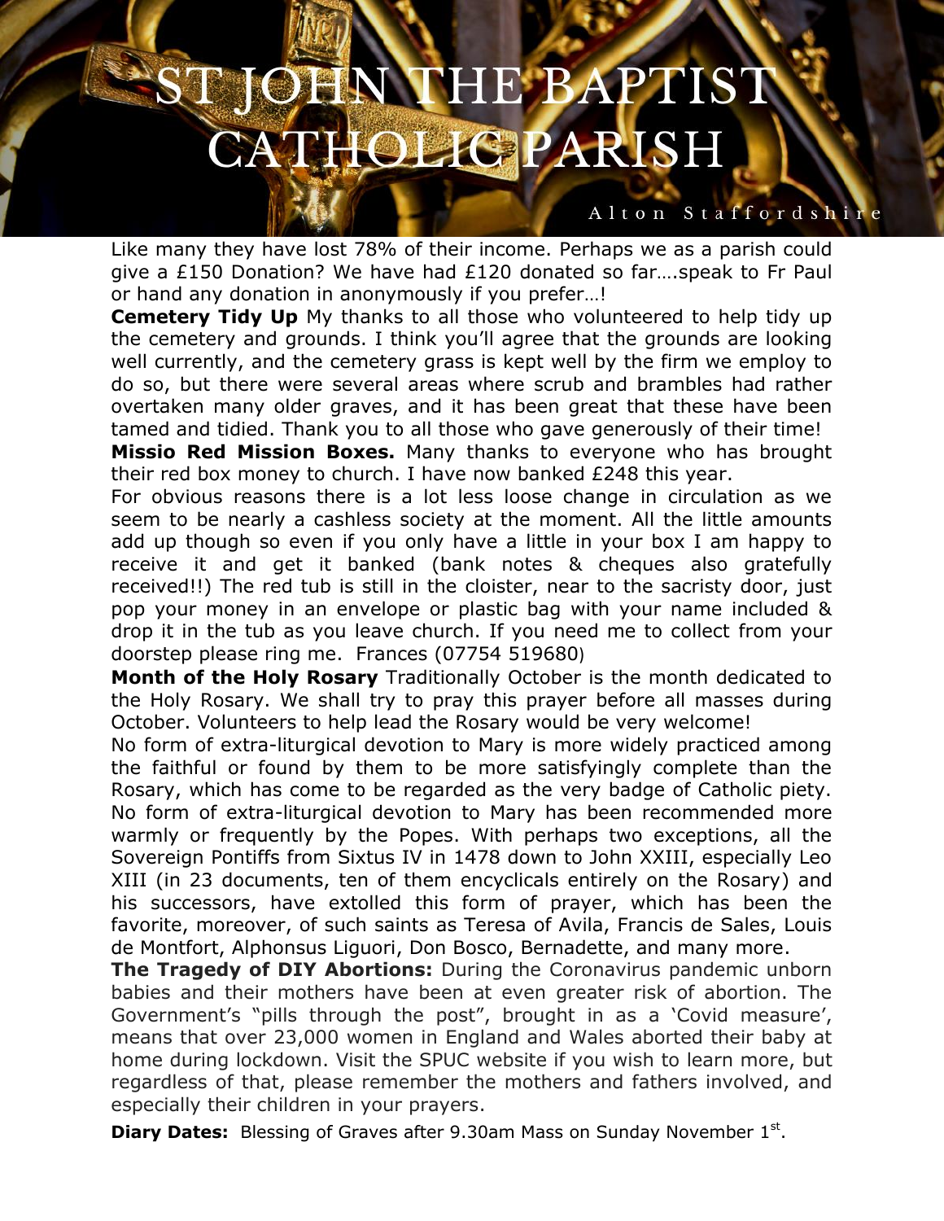# ST JOHN THE BAPTIST CATHOLIC PARISH

Alton Staffordshire

Like many they have lost 78% of their income. Perhaps we as a parish could give a £150 Donation? We have had £120 donated so far….speak to Fr Paul or hand any donation in anonymously if you prefer…!

**Cemetery Tidy Up** My thanks to all those who volunteered to help tidy up the cemetery and grounds. I think you'll agree that the grounds are looking well currently, and the cemetery grass is kept well by the firm we employ to do so, but there were several areas where scrub and brambles had rather overtaken many older graves, and it has been great that these have been tamed and tidied. Thank you to all those who gave generously of their time!

**Missio Red Mission Boxes.** Many thanks to everyone who has brought their red box money to church. I have now banked £248 this year.

For obvious reasons there is a lot less loose change in circulation as we seem to be nearly a cashless society at the moment. All the little amounts add up though so even if you only have a little in your box I am happy to receive it and get it banked (bank notes & cheques also gratefully received!!) The red tub is still in the cloister, near to the sacristy door, just pop your money in an envelope or plastic bag with your name included & drop it in the tub as you leave church. If you need me to collect from your doorstep please ring me. Frances (07754 519680)

**Month of the Holy Rosary** Traditionally October is the month dedicated to the Holy Rosary. We shall try to pray this prayer before all masses during October. Volunteers to help lead the Rosary would be very welcome!

No form of extra-liturgical devotion to Mary is more widely practiced among the faithful or found by them to be more satisfyingly complete than the Rosary, which has come to be regarded as the very badge of Catholic piety. No form of extra-liturgical devotion to Mary has been recommended more warmly or frequently by the Popes. With perhaps two exceptions, all the Sovereign Pontiffs from Sixtus IV in 1478 down to John XXIII, especially Leo XIII (in 23 documents, ten of them encyclicals entirely on the Rosary) and his successors, have extolled this form of prayer, which has been the favorite, moreover, of such saints as Teresa of Avila, Francis de Sales, Louis de Montfort, Alphonsus Liguori, Don Bosco, Bernadette, and many more.

**The Tragedy of DIY Abortions:** During the Coronavirus pandemic unborn babies and their mothers have been at even greater risk of abortion. The Government's "pills through the post", brought in as a 'Covid measure', means that over 23,000 women in England and Wales aborted their baby at home during lockdown. Visit the SPUC website if you wish to learn more, but regardless of that, please remember the mothers and fathers involved, and especially their children in your prayers.

**Diary Dates:** Blessing of Graves after 9.30am Mass on Sunday November 1st.